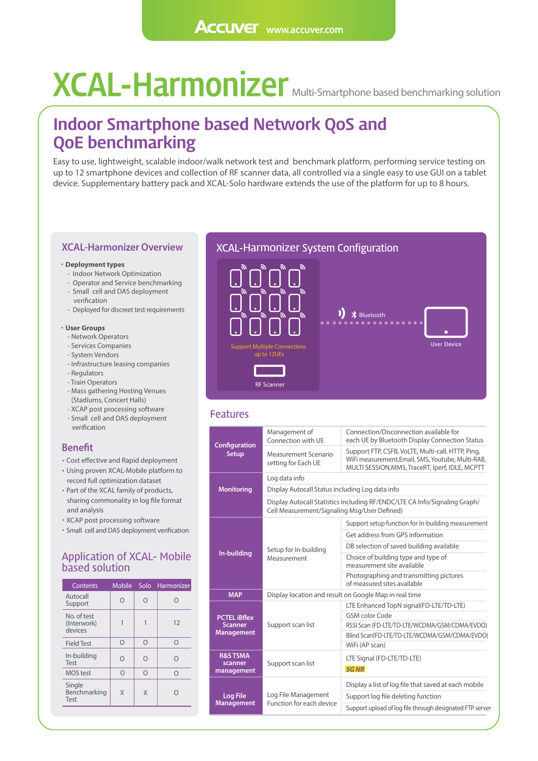Accuver www.accuver.com

# XCAL-Harmonizer

Multi-Smartphone based benchmarking solution

## Indoor Smartphone based Network QoS and QoE benchmarking

Easy to use, lightweight, scalable indoor/walk network test and benchmark platform, performing service testing on up to 12 smartphone devices and collection of RF scanner data, all controlled via a single easy to use GUI on a tablet device. Supplementary battery pack and XCAL-Solo hardware extends the use of the platform for up to 8 hours.

### XCAL-Harmonizer Overview

- **Deployment types**
  - Indoor Network Optimization
  - Operator and Service benchmarking
  - Small cell and DAS deployment verification
  - Deployed for discreet test requirements
- **User Groups**
  - Network Operators
  - Services Companies
  - System Vendors
  - Infrastructure leasing companies
  - Regulators
  - Train Operators
  - Mass gathering Hosting Venues (Stadiums, Concert Halls)
  - XCAP post processing software
  - Small cell and DAS deployment verification

### Benefit

- Cost effective and Rapid deployment
- Using proven XCAL-Mobile platform to record full optimization dataset
- Part of the XCAL family of products, sharing commonality in log file format and analysis
- XCAP post processing software
- Small cell and DAS deployment verification

### Application of XCAL- Mobile based solution

| Contents | Mobile | Solo | Harmonizer |
|---|---|---|---|
| Autocall Support | O | O | O |
| No. of test (Interwork) devices | 1 | 1 | 12 |
| Field Test | O | O | O |
| In-building Test | O | O | O |
| MOS test | O | O | O |
| Single Benchmarking Test | X | X | O |

### XCAL-Harmonizer System Configuration

Support Multiple Connections up to 12UEs

Bluetooth

User Device

RF Scanner

### Features

| | | |
|---|---|---|
| **Configuration Setup** | Management of Connection with UE | Connection/Disconnection available for each UE by Bluetooth Display Connection Status |
| | Measurement Scenario setting for Each UE | Support FTP, CSFB, VoLTE, Multi-call, HTTP, Ping, WiFi measurement,Email, SMS, Youtube, Multi-RAB, MULTI SESSION,MMS, TraceRT, Iperf, IDLE, MCPTT |
| **Monitoring** | Log data info | |
| | Display Autocall Status including Log data info | |
| | Display Autocall Statistics including RF/ENDC/LTE CA Info/Signaling Graph/ Cell Measurement/Signaling Msg/User Defined) | |
| **In-building** | Setup for In-building Measurement | Support setup function for In-building measurement |
| | | Get address from GPS information |
| | | DB selection of saved building available |
| | | Choice of building type and type of measurement site available |
| | | Photographing and transmitting pictures of measured sites available |
| **MAP** | Display location and result on Google Map in real time | |
| **PCTEL iBflex Scanner Management** | Support scan list | LTE Enhanced TopN signal(FD-LTE/TD-LTE) |
| | | GSM color Code |
| | | RSSI Scan (FD-LTE/TD-LTE/WCDMA/GSM/CDMA/EVDO) |
| | | Blind Scan(FD-LTE/TD-LTE/WCDMA/GSM/CDMA/EVDO) |
| | | WiFi (AP scan) |
| **R&S TSMA scanner management** | Support scan list | LTE Signal (FD-LTE/TD-LTE) |
| | | 5G NR |
| **Log File Management** | Log File Management Function for each device | Display a list of log file that saved at each mobile |
| | | Support log file deleting function |
| | | Support upload of log file through designated FTP server |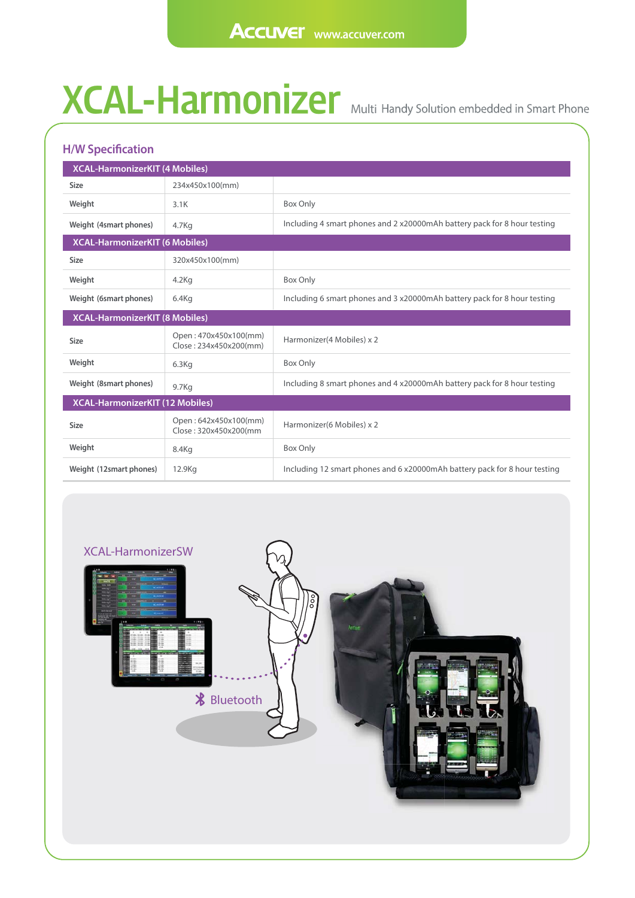# XCAL-Harmonizer

Multi Handy Solution embedded in Smart Phone

## H/W Specification

| XCAL-HarmonizerKIT (4 Mobiles) | | |
|---|---|---|
| Size | 234x450x100(mm) | |
| Weight | 3.1K | Box Only |
| Weight (4smart phones) | 4.7Kg | Including 4 smart phones and 2 x20000mAh battery pack for 8 hour testing |
| **XCAL-HarmonizerKIT (6 Mobiles)** | | |
| Size | 320x450x100(mm) | |
| Weight | 4.2Kg | Box Only |
| Weight (6smart phones) | 6.4Kg | Including 6 smart phones and 3 x20000mAh battery pack for 8 hour testing |
| **XCAL-HarmonizerKIT (8 Mobiles)** | | |
| Size | Open : 470x450x100(mm)<br>Close : 234x450x200(mm) | Harmonizer(4 Mobiles) x 2 |
| Weight | 6.3Kg | Box Only |
| Weight (8smart phones) | 9.7Kg | Including 8 smart phones and 4 x20000mAh battery pack for 8 hour testing |
| **XCAL-HarmonizerKIT (12 Mobiles)** | | |
| Size | Open : 642x450x100(mm)<br>Close : 320x450x200(mm | Harmonizer(6 Mobiles) x 2 |
| Weight | 8.4Kg | Box Only |
| Weight (12smart phones) | 12.9Kg | Including 12 smart phones and 6 x20000mAh battery pack for 8 hour testing |

XCAL-HarmonizerSW

Bluetooth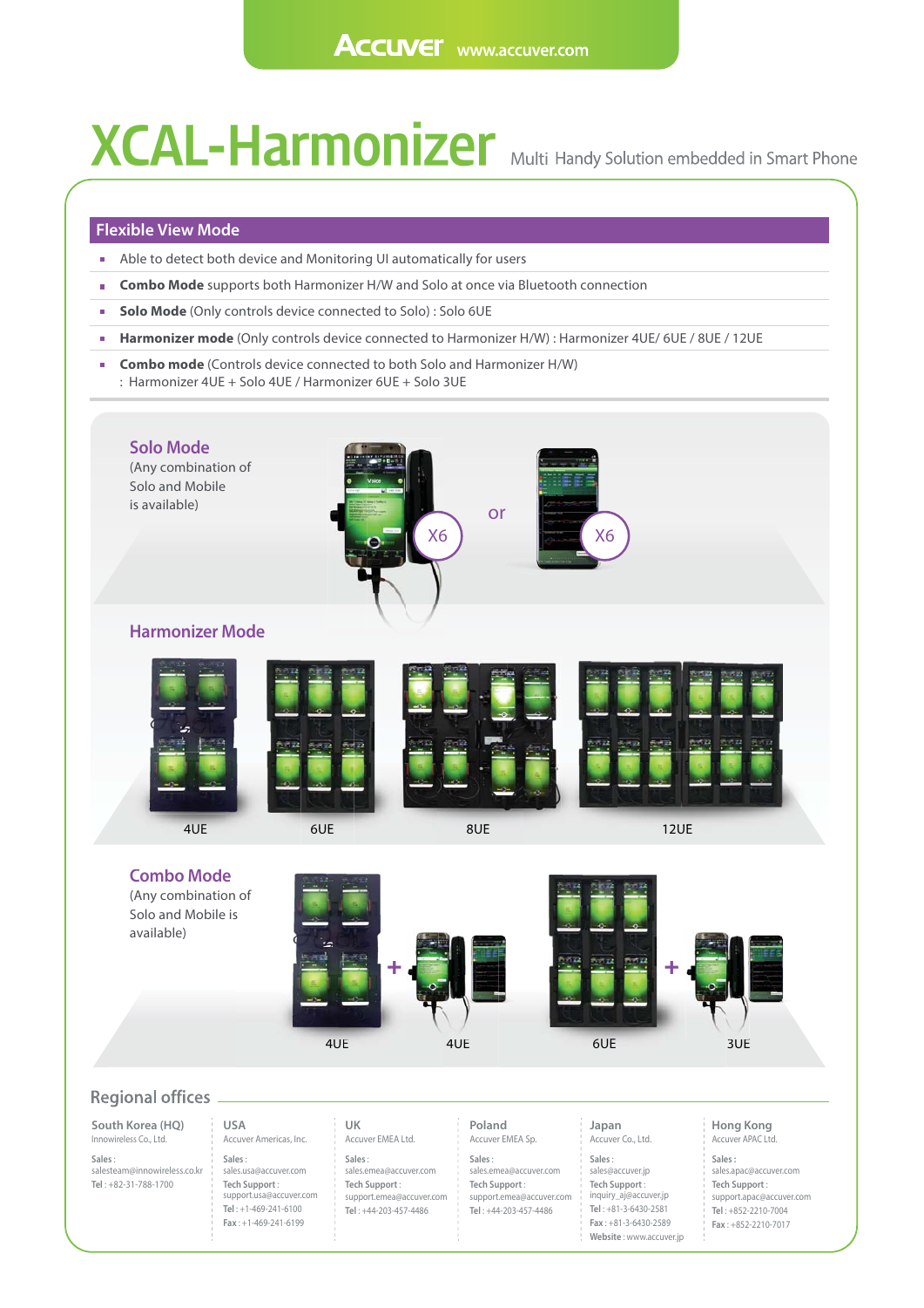Accuver www.accuver.com

# XCAL-Harmonizer

Multi Handy Solution embedded in Smart Phone

## Flexible View Mode

- Able to detect both device and Monitoring UI automatically for users
- **Combo Mode** supports both Harmonizer H/W and Solo at once via Bluetooth connection
- **Solo Mode** (Only controls device connected to Solo) : Solo 6UE
- **Harmonizer mode** (Only controls device connected to Harmonizer H/W) : Harmonizer 4UE/ 6UE / 8UE / 12UE
- **Combo mode** (Controls device connected to both Solo and Harmonizer H/W)
  : Harmonizer 4UE + Solo 4UE / Harmonizer 6UE + Solo 3UE

### Solo Mode

(Any combination of Solo and Mobile is available)

X6 or X6

### Harmonizer Mode

4UE 6UE 8UE 12UE

### Combo Mode

(Any combination of Solo and Mobile is available)

4UE + 4UE 6UE + 3UE

## Regional offices

**South Korea (HQ)**
Innowireless Co., Ltd.
Sales : salesteam@innowireless.co.kr
Tel : +82-31-788-1700

**USA**
Accuver Americas, Inc.
Sales : sales.usa@accuver.com
Tech Support : support.usa@accuver.com
Tel : +1-469-241-6100
Fax : +1-469-241-6199

**UK**
Accuver EMEA Ltd.
Sales : sales.emea@accuver.com
Tech Support : support.emea@accuver.com
Tel : +44-203-457-4486

**Poland**
Accuver EMEA Sp.
Sales : sales.emea@accuver.com
Tech Support : support.emea@accuver.com
Tel : +44-203-457-4486

**Japan**
Accuver Co., Ltd.
Sales : sales@accuver.jp
Tech Support : inquiry_aj@accuver.jp
Tel : +81-3-6430-2581
Fax : +81-3-6430-2589
Website : www.accuver.jp

**Hong Kong**
Accuver APAC Ltd.
Sales : sales.apac@accuver.com
Tech Support : support.apac@accuver.com
Tel : +852-2210-7004
Fax : +852-2210-7017